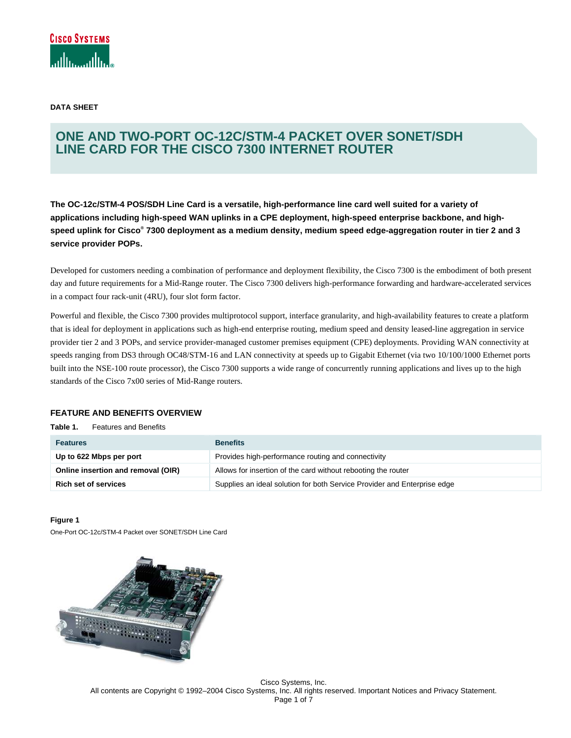DATA SHEET

# ONE AND TWO-PORT OC-12C/STM-4 PACKET OVER SONET/SDH LINE CARD FOR THE CISCO 7300 INTERNET ROUTER

**The OC-12c/STM-4 POS/SDH Line Card is a versatile, high-performance line card well suited for a variety of applications including high-speed WAN uplinks in a CPE deployment, high-speed enterprise backbone, and high-speed uplink for Cisco® 7300 deployment as a medium density, medium speed edge-aggregation router in tier 2 and 3 service provider POPs.**

Developed for customers needing a combination of performance and deployment flexibility, the Cisco 7300 is the embodiment of both present day and future requirements for a Mid-Range router. The Cisco 7300 delivers high-performance forwarding and hardware-accelerated services in a compact four rack-unit (4RU), four slot form factor.

Powerful and flexible, the Cisco 7300 provides multiprotocol support, interface granularity, and high-availability features to create a platform that is ideal for deployment in applications such as high-end enterprise routing, medium speed and density leased-line aggregation in service provider tier 2 and 3 POPs, and service provider-managed customer premises equipment (CPE) deployments. Providing WAN connectivity at speeds ranging from DS3 through OC48/STM-16 and LAN connectivity at speeds up to Gigabit Ethernet (via two 10/100/1000 Ethernet ports built into the NSE-100 route processor), the Cisco 7300 supports a wide range of concurrently running applications and lives up to the high standards of the Cisco 7x00 series of Mid-Range routers.

## FEATURE AND BENEFITS OVERVIEW

**Table 1.** Features and Benefits

| Features | Benefits |
|---|---|
| **Up to 622 Mbps per port** | Provides high-performance routing and connectivity |
| **Online insertion and removal (OIR)** | Allows for insertion of the card without rebooting the router |
| **Rich set of services** | Supplies an ideal solution for both Service Provider and Enterprise edge |

**Figure 1**
One-Port OC-12c/STM-4 Packet over SONET/SDH Line Card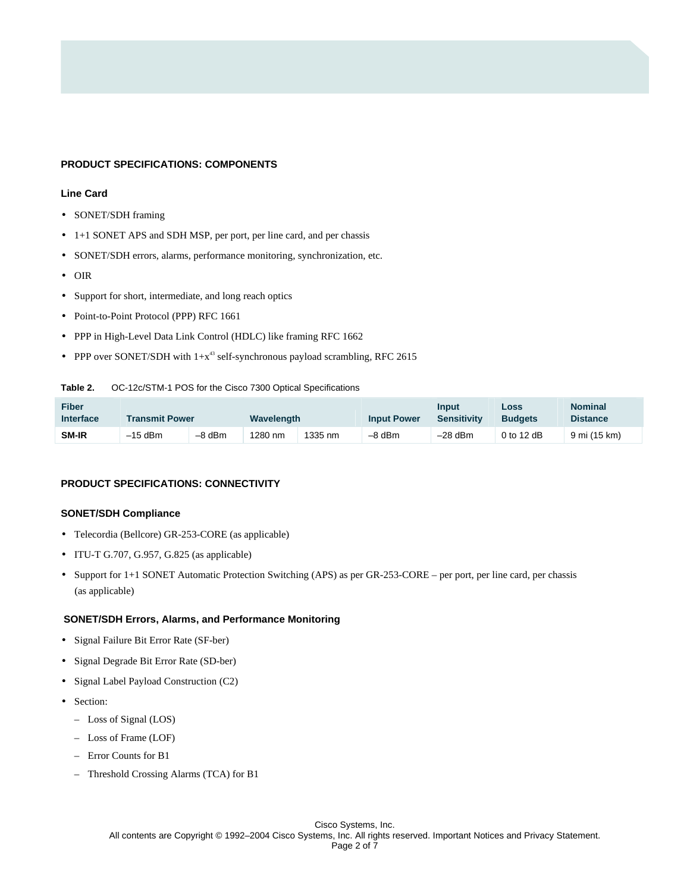## PRODUCT SPECIFICATIONS: COMPONENTS

### Line Card

- SONET/SDH framing
- 1+1 SONET APS and SDH MSP, per port, per line card, and per chassis
- SONET/SDH errors, alarms, performance monitoring, synchronization, etc.
- OIR
- Support for short, intermediate, and long reach optics
- Point-to-Point Protocol (PPP) RFC 1661
- PPP in High-Level Data Link Control (HDLC) like framing RFC 1662
- PPP over SONET/SDH with $1+x^{43}$ self-synchronous payload scrambling, RFC 2615

**Table 2.** OC-12c/STM-1 POS for the Cisco 7300 Optical Specifications

| Fiber Interface | Transmit Power | | Wavelength | | Input Power | Input Sensitivity | Loss Budgets | Nominal Distance |
|---|---|---|---|---|---|---|---|---|
| **SM-IR** | –15 dBm | –8 dBm | 1280 nm | 1335 nm | –8 dBm | –28 dBm | 0 to 12 dB | 9 mi (15 km) |

## PRODUCT SPECIFICATIONS: CONNECTIVITY

### SONET/SDH Compliance

- Telecordia (Bellcore) GR-253-CORE (as applicable)
- ITU-T G.707, G.957, G.825 (as applicable)
- Support for 1+1 SONET Automatic Protection Switching (APS) as per GR-253-CORE – per port, per line card, per chassis (as applicable)

### SONET/SDH Errors, Alarms, and Performance Monitoring

- Signal Failure Bit Error Rate (SF-ber)
- Signal Degrade Bit Error Rate (SD-ber)
- Signal Label Payload Construction (C2)
- Section:
  - Loss of Signal (LOS)
  - Loss of Frame (LOF)
  - Error Counts for B1
  - Threshold Crossing Alarms (TCA) for B1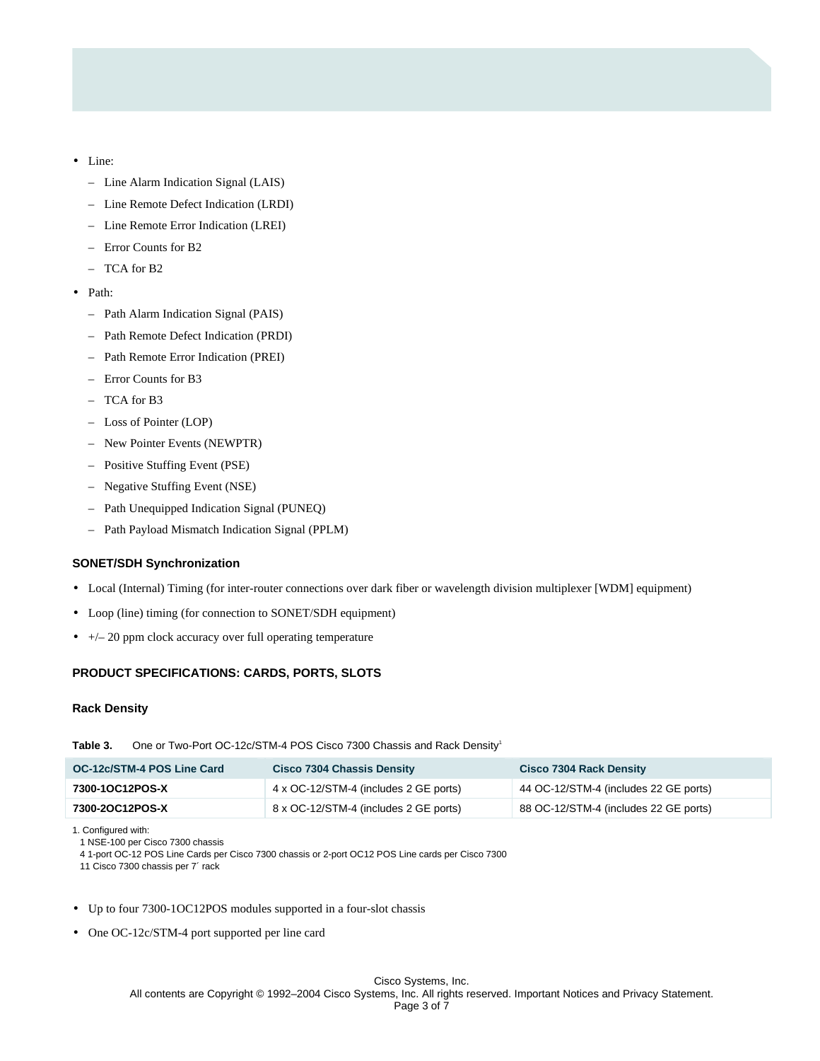- Line:
  - Line Alarm Indication Signal (LAIS)
  - Line Remote Defect Indication (LRDI)
  - Line Remote Error Indication (LREI)
  - Error Counts for B2
  - TCA for B2
- Path:
  - Path Alarm Indication Signal (PAIS)
  - Path Remote Defect Indication (PRDI)
  - Path Remote Error Indication (PREI)
  - Error Counts for B3
  - TCA for B3
  - Loss of Pointer (LOP)
  - New Pointer Events (NEWPTR)
  - Positive Stuffing Event (PSE)
  - Negative Stuffing Event (NSE)
  - Path Unequipped Indication Signal (PUNEQ)
  - Path Payload Mismatch Indication Signal (PPLM)

### SONET/SDH Synchronization

- Local (Internal) Timing (for inter-router connections over dark fiber or wavelength division multiplexer [WDM] equipment)
- Loop (line) timing (for connection to SONET/SDH equipment)
- +/– 20 ppm clock accuracy over full operating temperature

## PRODUCT SPECIFICATIONS: CARDS, PORTS, SLOTS

### Rack Density

**Table 3.** One or Two-Port OC-12c/STM-4 POS Cisco 7300 Chassis and Rack Density[1]

| OC-12c/STM-4 POS Line Card | Cisco 7304 Chassis Density | Cisco 7304 Rack Density |
|---|---|---|
| **7300-1OC12POS-X** | 4 x OC-12/STM-4 (includes 2 GE ports) | 44 OC-12/STM-4 (includes 22 GE ports) |
| **7300-2OC12POS-X** | 8 x OC-12/STM-4 (includes 2 GE ports) | 88 OC-12/STM-4 (includes 22 GE ports) |

1. Configured with:
   1 NSE-100 per Cisco 7300 chassis
   4 1-port OC-12 POS Line Cards per Cisco 7300 chassis or 2-port OC12 POS Line cards per Cisco 7300
   11 Cisco 7300 chassis per 7´ rack

- Up to four 7300-1OC12POS modules supported in a four-slot chassis
- One OC-12c/STM-4 port supported per line card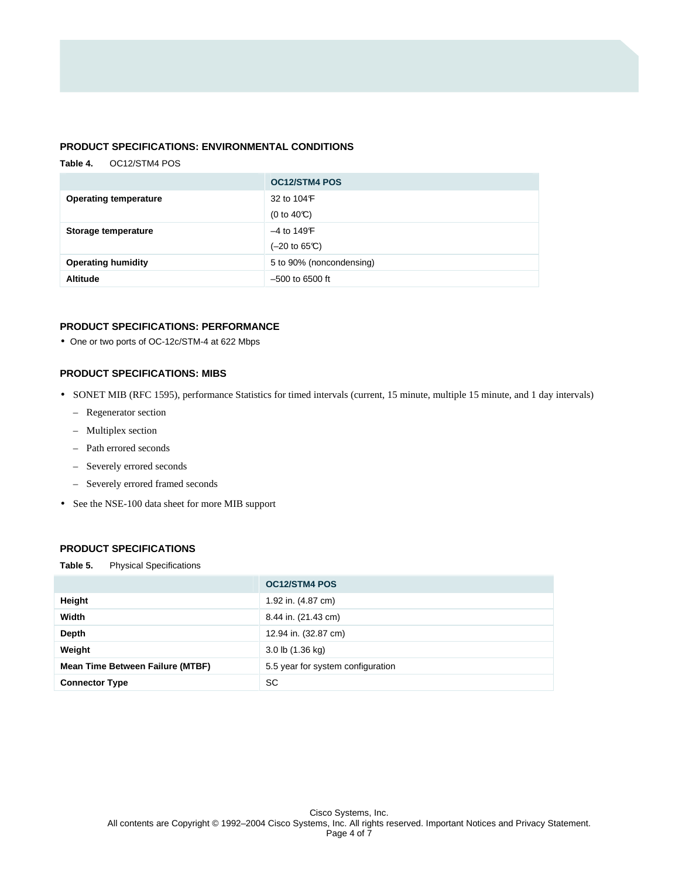## PRODUCT SPECIFICATIONS: ENVIRONMENTAL CONDITIONS

**Table 4.** OC12/STM4 POS

| | OC12/STM4 POS |
|---|---|
| **Operating temperature** | 32 to 104°F (0 to 40°C) |
| **Storage temperature** | –4 to 149°F (–20 to 65°C) |
| **Operating humidity** | 5 to 90% (noncondensing) |
| **Altitude** | –500 to 6500 ft |

## PRODUCT SPECIFICATIONS: PERFORMANCE

- One or two ports of OC-12c/STM-4 at 622 Mbps

## PRODUCT SPECIFICATIONS: MIBS

- SONET MIB (RFC 1595), performance Statistics for timed intervals (current, 15 minute, multiple 15 minute, and 1 day intervals)
  - Regenerator section
  - Multiplex section
  - Path errored seconds
  - Severely errored seconds
  - Severely errored framed seconds
- See the NSE-100 data sheet for more MIB support

## PRODUCT SPECIFICATIONS

**Table 5.** Physical Specifications

| | OC12/STM4 POS |
|---|---|
| **Height** | 1.92 in. (4.87 cm) |
| **Width** | 8.44 in. (21.43 cm) |
| **Depth** | 12.94 in. (32.87 cm) |
| **Weight** | 3.0 lb (1.36 kg) |
| **Mean Time Between Failure (MTBF)** | 5.5 year for system configuration |
| **Connector Type** | SC |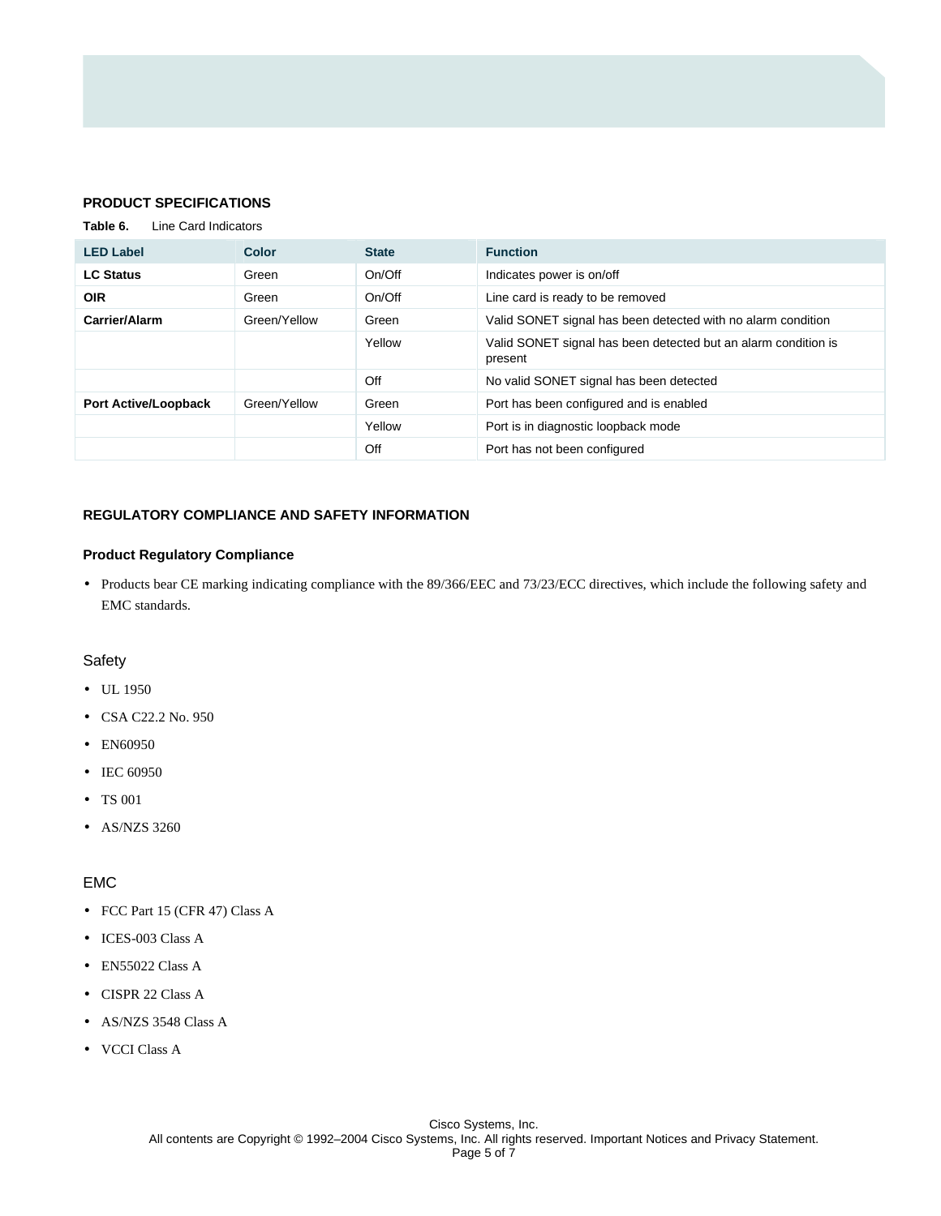## PRODUCT SPECIFICATIONS

**Table 6.** Line Card Indicators

| LED Label | Color | State | Function |
|---|---|---|---|
| **LC Status** | Green | On/Off | Indicates power is on/off |
| **OIR** | Green | On/Off | Line card is ready to be removed |
| **Carrier/Alarm** | Green/Yellow | Green | Valid SONET signal has been detected with no alarm condition |
| | | Yellow | Valid SONET signal has been detected but an alarm condition is present |
| | | Off | No valid SONET signal has been detected |
| **Port Active/Loopback** | Green/Yellow | Green | Port has been configured and is enabled |
| | | Yellow | Port is in diagnostic loopback mode |
| | | Off | Port has not been configured |

## REGULATORY COMPLIANCE AND SAFETY INFORMATION

### Product Regulatory Compliance

- Products bear CE marking indicating compliance with the 89/366/EEC and 73/23/ECC directives, which include the following safety and EMC standards.

#### Safety

- UL 1950
- CSA C22.2 No. 950
- EN60950
- IEC 60950
- TS 001
- AS/NZS 3260

#### EMC

- FCC Part 15 (CFR 47) Class A
- ICES-003 Class A
- EN55022 Class A
- CISPR 22 Class A
- AS/NZS 3548 Class A
- VCCI Class A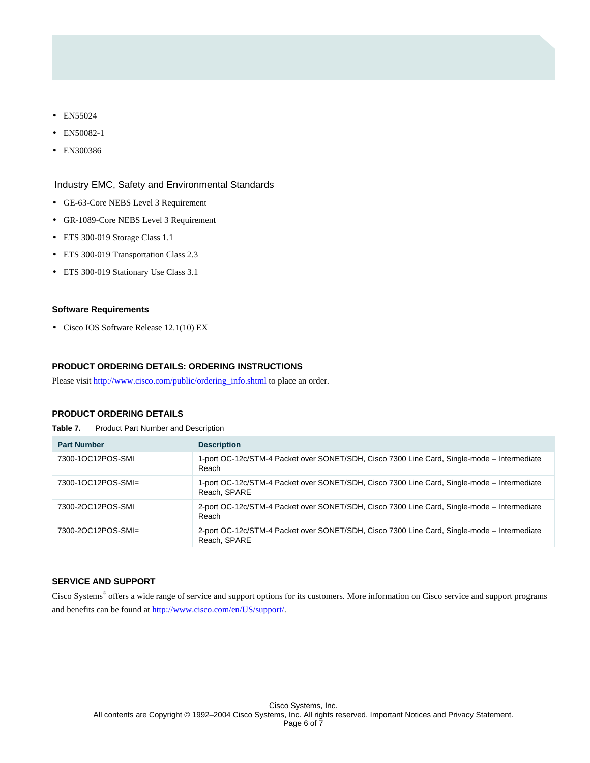- EN55024
- EN50082-1
- EN300386

### Industry EMC, Safety and Environmental Standards

- GE-63-Core NEBS Level 3 Requirement
- GR-1089-Core NEBS Level 3 Requirement
- ETS 300-019 Storage Class 1.1
- ETS 300-019 Transportation Class 2.3
- ETS 300-019 Stationary Use Class 3.1

### Software Requirements

- Cisco IOS Software Release 12.1(10) EX

## PRODUCT ORDERING DETAILS: ORDERING INSTRUCTIONS

Please visit http://www.cisco.com/public/ordering_info.shtml to place an order.

## PRODUCT ORDERING DETAILS

**Table 7.** Product Part Number and Description

| Part Number | Description |
|---|---|
| 7300-1OC12POS-SMI | 1-port OC-12c/STM-4 Packet over SONET/SDH, Cisco 7300 Line Card, Single-mode – Intermediate Reach |
| 7300-1OC12POS-SMI= | 1-port OC-12c/STM-4 Packet over SONET/SDH, Cisco 7300 Line Card, Single-mode – Intermediate Reach, SPARE |
| 7300-2OC12POS-SMI | 2-port OC-12c/STM-4 Packet over SONET/SDH, Cisco 7300 Line Card, Single-mode – Intermediate Reach |
| 7300-2OC12POS-SMI= | 2-port OC-12c/STM-4 Packet over SONET/SDH, Cisco 7300 Line Card, Single-mode – Intermediate Reach, SPARE |

## SERVICE AND SUPPORT

Cisco Systems® offers a wide range of service and support options for its customers. More information on Cisco service and support programs and benefits can be found at http://www.cisco.com/en/US/support/.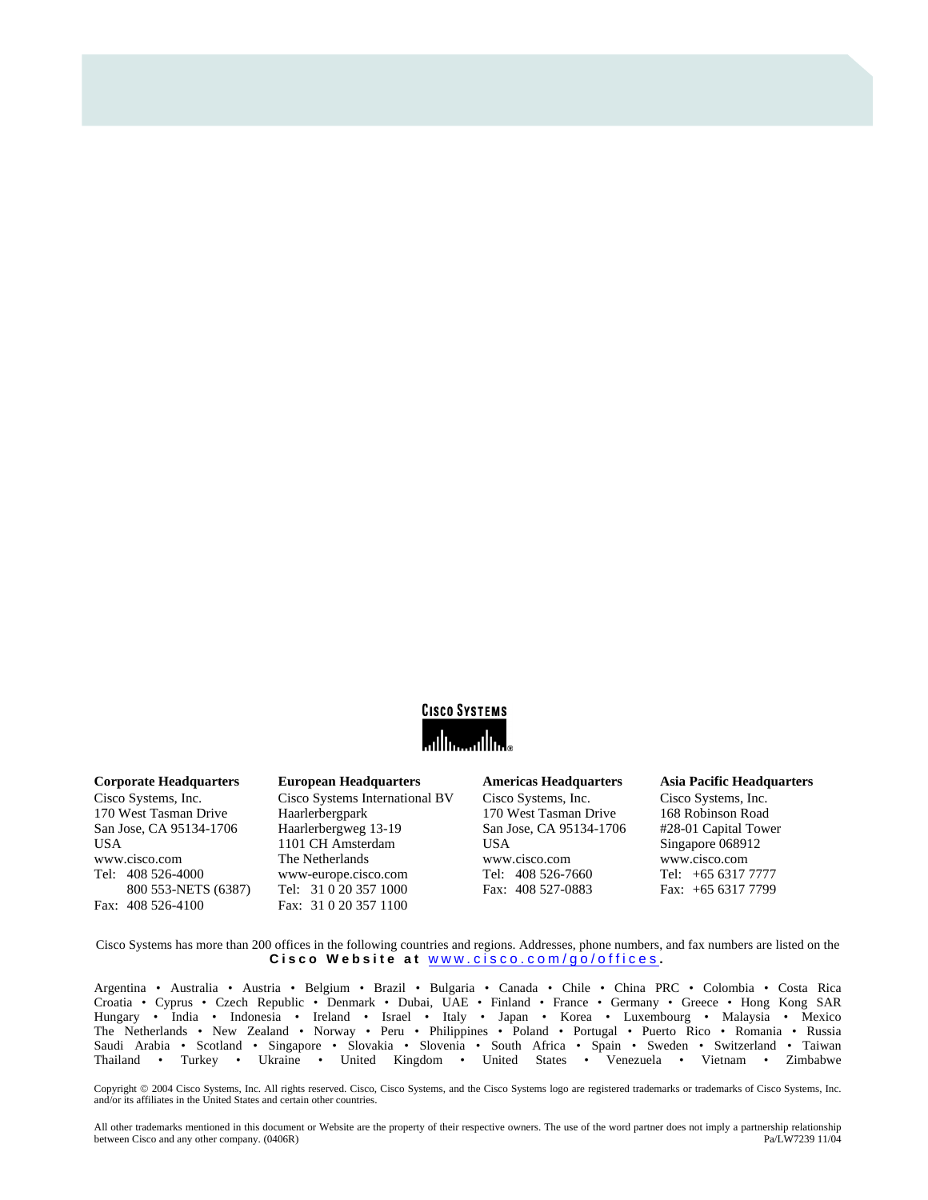**Corporate Headquarters**
Cisco Systems, Inc.
170 West Tasman Drive
San Jose, CA 95134-1706
USA
www.cisco.com
Tel: 408 526-4000
800 553-NETS (6387)
Fax: 408 526-4100

**European Headquarters**
Cisco Systems International BV
Haarlerbergpark
Haarlerbergweg 13-19
1101 CH Amsterdam
The Netherlands
www-europe.cisco.com
Tel: 31 0 20 357 1000
Fax: 31 0 20 357 1100

**Americas Headquarters**
Cisco Systems, Inc.
170 West Tasman Drive
San Jose, CA 95134-1706
USA
www.cisco.com
Tel: 408 526-7660
Fax: 408 527-0883

**Asia Pacific Headquarters**
Cisco Systems, Inc.
168 Robinson Road
#28-01 Capital Tower
Singapore 068912
www.cisco.com
Tel: +65 6317 7777
Fax: +65 6317 7799

Cisco Systems has more than 200 offices in the following countries and regions. Addresses, phone numbers, and fax numbers are listed on the **Cisco Website at www.cisco.com/go/offices.**

Argentina • Australia • Austria • Belgium • Brazil • Bulgaria • Canada • Chile • China PRC • Colombia • Costa Rica Croatia • Cyprus • Czech Republic • Denmark • Dubai, UAE • Finland • France • Germany • Greece • Hong Kong SAR Hungary • India • Indonesia • Ireland • Israel • Italy • Japan • Korea • Luxembourg • Malaysia • Mexico The Netherlands • New Zealand • Norway • Peru • Philippines • Poland • Portugal • Puerto Rico • Romania • Russia Saudi Arabia • Scotland • Singapore • Slovakia • Slovenia • South Africa • Spain • Sweden • Switzerland • Taiwan Thailand • Turkey • Ukraine • United Kingdom • United States • Venezuela • Vietnam • Zimbabwe

Copyright © 2004 Cisco Systems, Inc. All rights reserved. Cisco, Cisco Systems, and the Cisco Systems logo are registered trademarks or trademarks of Cisco Systems, Inc. and/or its affiliates in the United States and certain other countries.

All other trademarks mentioned in this document or Website are the property of their respective owners. The use of the word partner does not imply a partnership relationship between Cisco and any other company. (0406R)

Pa/LW7239 11/04